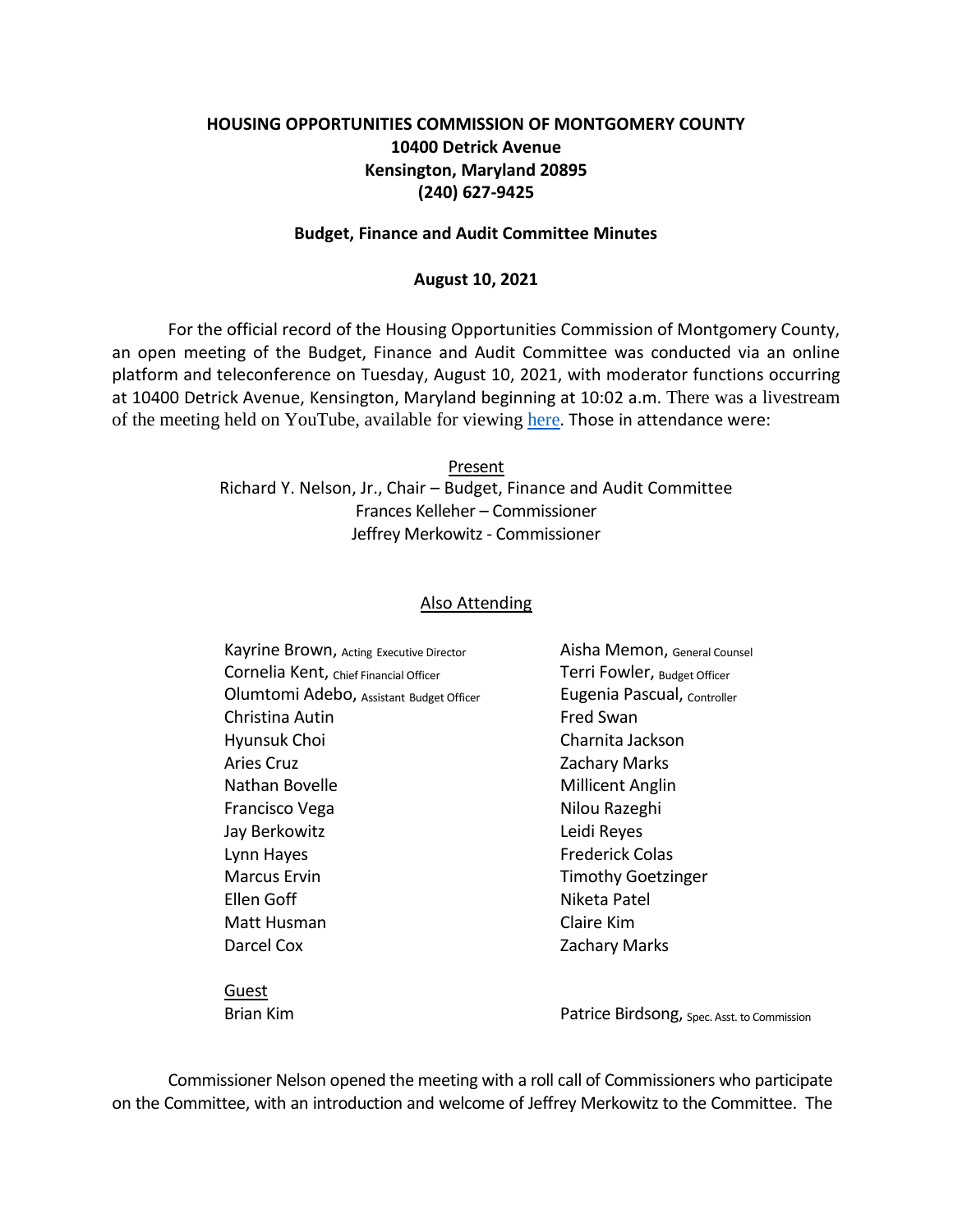**HOUSING OPPORTUNITIES COMMISSION OF MONTGOMERY COUNTY**
**10400 Detrick Avenue**
**Kensington, Maryland 20895**
**(240) 627-9425**

**Budget, Finance and Audit Committee Minutes**

**August 10, 2021**

For the official record of the Housing Opportunities Commission of Montgomery County, an open meeting of the Budget, Finance and Audit Committee was conducted via an online platform and teleconference on Tuesday, August 10, 2021, with moderator functions occurring at 10400 Detrick Avenue, Kensington, Maryland beginning at 10:02 a.m. There was a livestream of the meeting held on YouTube, available for viewing here. Those in attendance were:

Present

Richard Y. Nelson, Jr., Chair – Budget, Finance and Audit Committee
Frances Kelleher – Commissioner
Jeffrey Merkowitz - Commissioner

Also Attending

| | |
|---|---|
| Kayrine Brown, Acting Executive Director | Aisha Memon, General Counsel |
| Cornelia Kent, Chief Financial Officer | Terri Fowler, Budget Officer |
| Olumtomi Adebo, Assistant Budget Officer | Eugenia Pascual, Controller |
| Christina Autin | Fred Swan |
| Hyunsuk Choi | Charnita Jackson |
| Aries Cruz | Zachary Marks |
| Nathan Bovelle | Millicent Anglin |
| Francisco Vega | Nilou Razeghi |
| Jay Berkowitz | Leidi Reyes |
| Lynn Hayes | Frederick Colas |
| Marcus Ervin | Timothy Goetzinger |
| Ellen Goff | Niketa Patel |
| Matt Husman | Claire Kim |
| Darcel Cox | Zachary Marks |

Guest

Brian Kim

Patrice Birdsong, Spec. Asst. to Commission

Commissioner Nelson opened the meeting with a roll call of Commissioners who participate on the Committee, with an introduction and welcome of Jeffrey Merkowitz to the Committee. The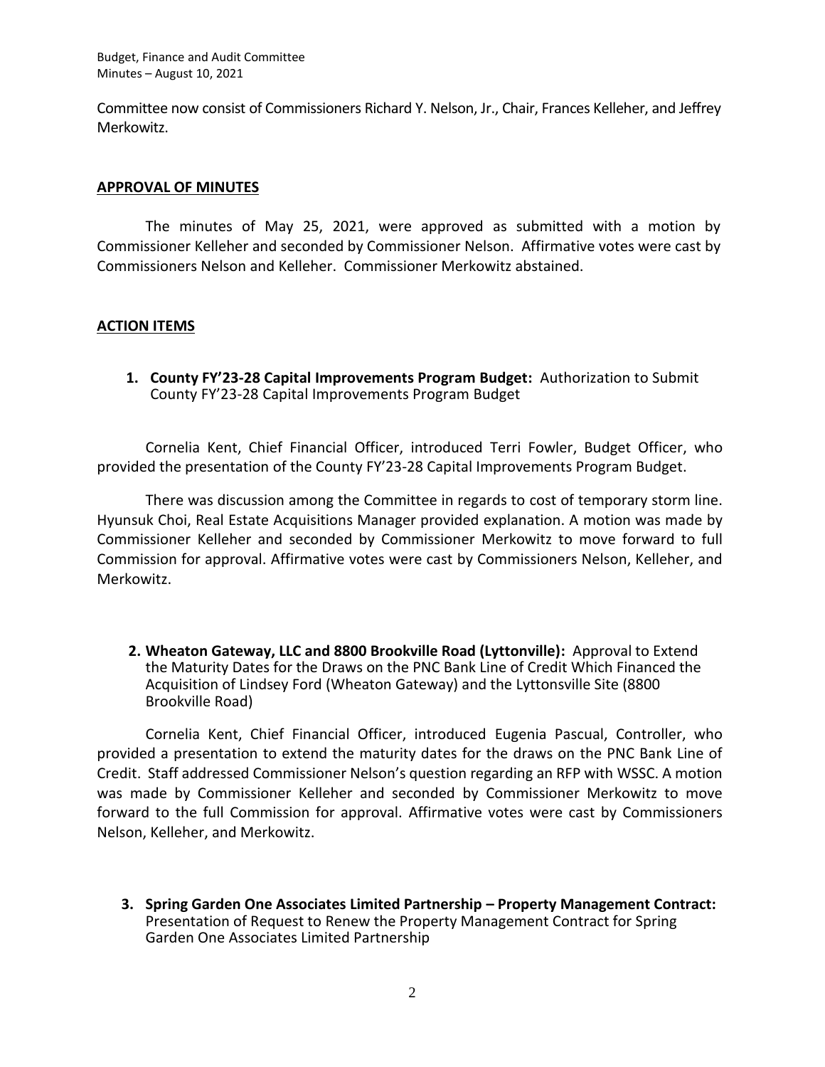Committee now consist of Commissioners Richard Y. Nelson, Jr., Chair, Frances Kelleher, and Jeffrey Merkowitz.

## APPROVAL OF MINUTES

The minutes of May 25, 2021, were approved as submitted with a motion by Commissioner Kelleher and seconded by Commissioner Nelson. Affirmative votes were cast by Commissioners Nelson and Kelleher. Commissioner Merkowitz abstained.

## ACTION ITEMS

1. **County FY'23-28 Capital Improvements Program Budget:** Authorization to Submit County FY'23-28 Capital Improvements Program Budget

Cornelia Kent, Chief Financial Officer, introduced Terri Fowler, Budget Officer, who provided the presentation of the County FY'23-28 Capital Improvements Program Budget.

There was discussion among the Committee in regards to cost of temporary storm line. Hyunsuk Choi, Real Estate Acquisitions Manager provided explanation. A motion was made by Commissioner Kelleher and seconded by Commissioner Merkowitz to move forward to full Commission for approval. Affirmative votes were cast by Commissioners Nelson, Kelleher, and Merkowitz.

2. **Wheaton Gateway, LLC and 8800 Brookville Road (Lyttonville):** Approval to Extend the Maturity Dates for the Draws on the PNC Bank Line of Credit Which Financed the Acquisition of Lindsey Ford (Wheaton Gateway) and the Lyttonsville Site (8800 Brookville Road)

Cornelia Kent, Chief Financial Officer, introduced Eugenia Pascual, Controller, who provided a presentation to extend the maturity dates for the draws on the PNC Bank Line of Credit. Staff addressed Commissioner Nelson's question regarding an RFP with WSSC. A motion was made by Commissioner Kelleher and seconded by Commissioner Merkowitz to move forward to the full Commission for approval. Affirmative votes were cast by Commissioners Nelson, Kelleher, and Merkowitz.

3. **Spring Garden One Associates Limited Partnership – Property Management Contract:** Presentation of Request to Renew the Property Management Contract for Spring Garden One Associates Limited Partnership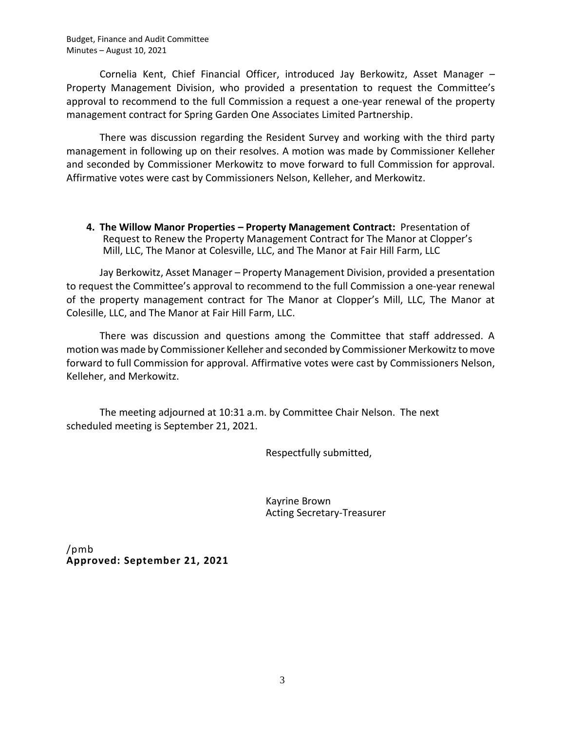Cornelia Kent, Chief Financial Officer, introduced Jay Berkowitz, Asset Manager – Property Management Division, who provided a presentation to request the Committee's approval to recommend to the full Commission a request a one-year renewal of the property management contract for Spring Garden One Associates Limited Partnership.

There was discussion regarding the Resident Survey and working with the third party management in following up on their resolves. A motion was made by Commissioner Kelleher and seconded by Commissioner Merkowitz to move forward to full Commission for approval. Affirmative votes were cast by Commissioners Nelson, Kelleher, and Merkowitz.

**4. The Willow Manor Properties – Property Management Contract:** Presentation of Request to Renew the Property Management Contract for The Manor at Clopper's Mill, LLC, The Manor at Colesville, LLC, and The Manor at Fair Hill Farm, LLC

Jay Berkowitz, Asset Manager – Property Management Division, provided a presentation to request the Committee's approval to recommend to the full Commission a one-year renewal of the property management contract for The Manor at Clopper's Mill, LLC, The Manor at Colesille, LLC, and The Manor at Fair Hill Farm, LLC.

There was discussion and questions among the Committee that staff addressed. A motion was made by Commissioner Kelleher and seconded by Commissioner Merkowitz to move forward to full Commission for approval. Affirmative votes were cast by Commissioners Nelson, Kelleher, and Merkowitz.

The meeting adjourned at 10:31 a.m. by Committee Chair Nelson. The next scheduled meeting is September 21, 2021.

Respectfully submitted,

Kayrine Brown
Acting Secretary-Treasurer

/pmb
**Approved: September 21, 2021**